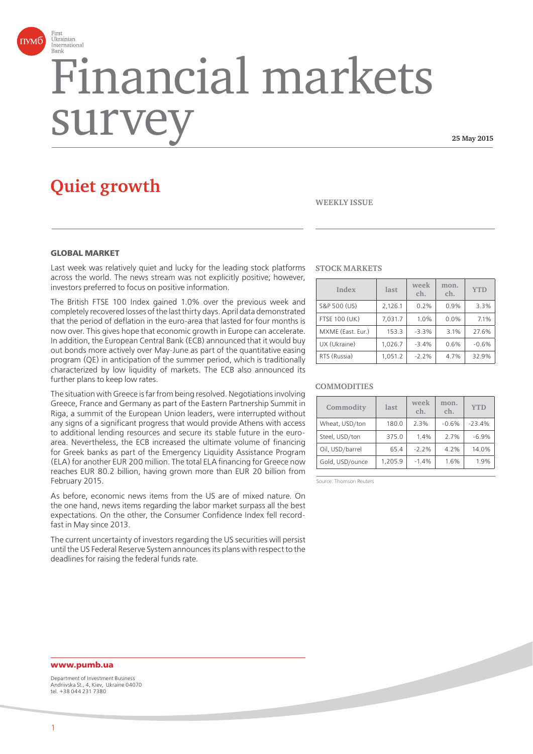First Ukrainian International Bank

# Financial markets survey

25 May 2015

## Quiet growth

WEEKLY ISSUE

### GLOBAL MARKET

Last week was relatively quiet and lucky for the leading stock platforms across the world. The news stream was not explicitly positive; however, investors preferred to focus on positive information.

The British FTSE 100 Index gained 1.0% over the previous week and completely recovered losses of the last thirty days. April data demonstrated that the period of deflation in the euro-area that lasted for four months is now over. This gives hope that economic growth in Europe can accelerate. In addition, the European Central Bank (ECB) announced that it would buy out bonds more actively over May-June as part of the quantitative easing program (QE) in anticipation of the summer period, which is traditionally characterized by low liquidity of markets. The ECB also announced its further plans to keep low rates.

The situation with Greece is far from being resolved. Negotiations involving Greece, France and Germany as part of the Eastern Partnership Summit in Riga, a summit of the European Union leaders, were interrupted without any signs of a significant progress that would provide Athens with access to additional lending resources and secure its stable future in the euro-area. Nevertheless, the ECB increased the ultimate volume of financing for Greek banks as part of the Emergency Liquidity Assistance Program (ELA) for another EUR 200 million. The total ELA financing for Greece now reaches EUR 80.2 billion, having grown more than EUR 20 billion from February 2015.

As before, economic news items from the US are of mixed nature. On the one hand, news items regarding the labor market surpass all the best expectations. On the other, the Consumer Confidence Index fell record-fast in May since 2013.

The current uncertainty of investors regarding the US securities will persist until the US Federal Reserve System announces its plans with respect to the deadlines for raising the federal funds rate.

### STOCK MARKETS

| Index | last | week ch. | mon. ch. | YTD |
|---|---|---|---|---|
| S&P 500 (US) | 2,126.1 | 0.2% | 0.9% | 3.3% |
| FTSE 100 (UK) | 7,031.7 | 1.0% | 0.0% | 7.1% |
| MXME (East. Eur.) | 153.3 | -3.3% | 3.1% | 27.6% |
| UX (Ukraine) | 1,026.7 | -3.4% | 0.6% | -0.6% |
| RTS (Russia) | 1,051.2 | -2.2% | 4.7% | 32.9% |

### COMMODITIES

| Commodity | last | week ch. | mon. ch. | YTD |
|---|---|---|---|---|
| Wheat, USD/ton | 180.0 | 2.3% | -0.6% | -23.4% |
| Steel, USD/ton | 375.0 | 1.4% | 2.7% | -6.9% |
| Oil, USD/barrel | 65.4 | -2.2% | 4.2% | 14.0% |
| Gold, USD/ounce | 1,205.9 | -1.4% | 1.6% | 1.9% |

Source: Thomson Reuters

**www.pumb.ua**

Department of Investment Business
Andriivska St., 4, Kiev, Ukraine 04070
tel. +38 044 231 7380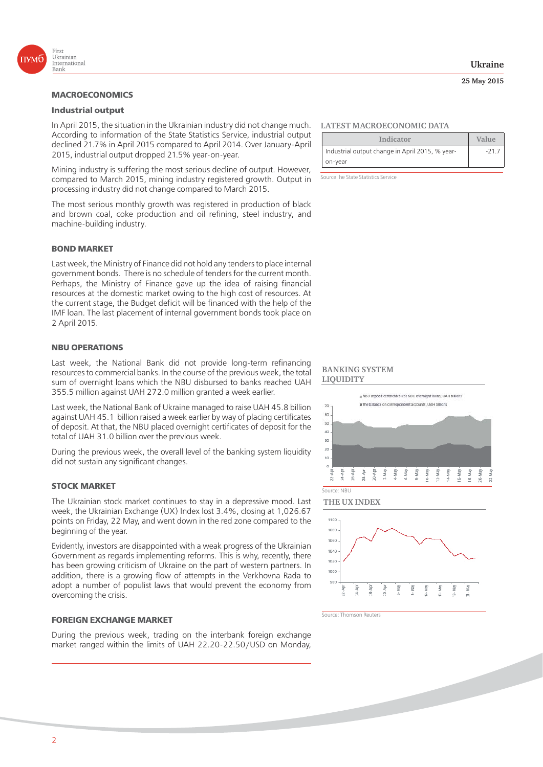# MACROECONOMICS

## Industrial output

In April 2015, the situation in the Ukrainian industry did not change much. According to information of the State Statistics Service, industrial output declined 21.7% in April 2015 compared to April 2014. Over January-April 2015, industrial output dropped 21.5% year-on-year.

Mining industry is suffering the most serious decline of output. However, compared to March 2015, mining industry registered growth. Output in processing industry did not change compared to March 2015.

The most serious monthly growth was registered in production of black and brown coal, coke production and oil refining, steel industry, and machine-building industry.

### LATEST MACROECONOMIC DATA

| Indicator | Value |
|---|---|
| Industrial output change in April 2015, % year-on-year | -21.7 |

Source: he State Statistics Service

# BOND MARKET

Last week, the Ministry of Finance did not hold any tenders to place internal government bonds. There is no schedule of tenders for the current month. Perhaps, the Ministry of Finance gave up the idea of raising financial resources at the domestic market owing to the high cost of resources. At the current stage, the Budget deficit will be financed with the help of the IMF loan. The last placement of internal government bonds took place on 2 April 2015.

# NBU OPERATIONS

Last week, the National Bank did not provide long-term refinancing resources to commercial banks. In the course of the previous week, the total sum of overnight loans which the NBU disbursed to banks reached UAH 355.5 million against UAH 272.0 million granted a week earlier.

Last week, the National Bank of Ukraine managed to raise UAH 45.8 billion against UAH 45.1 billion raised a week earlier by way of placing certificates of deposit. At that, the NBU placed overnight certificates of deposit for the total of UAH 31.0 billion over the previous week.

During the previous week, the overall level of the banking system liquidity did not sustain any significant changes.

### BANKING SYSTEM LIQUIDITY

Source: NBU

# STOCK MARKET

The Ukrainian stock market continues to stay in a depressive mood. Last week, the Ukrainian Exchange (UX) Index lost 3.4%, closing at 1,026.67 points on Friday, 22 May, and went down in the red zone compared to the beginning of the year.

Evidently, investors are disappointed with a weak progress of the Ukrainian Government as regards implementing reforms. This is why, recently, there has been growing criticism of Ukraine on the part of western partners. In addition, there is a growing flow of attempts in the Verkhovna Rada to adopt a number of populist laws that would prevent the economy from overcoming the crisis.

### THE UX INDEX

Source: Thomson Reuters

# FOREIGN EXCHANGE MARKET

During the previous week, trading on the interbank foreign exchange market ranged within the limits of UAH 22.20-22.50/USD on Monday,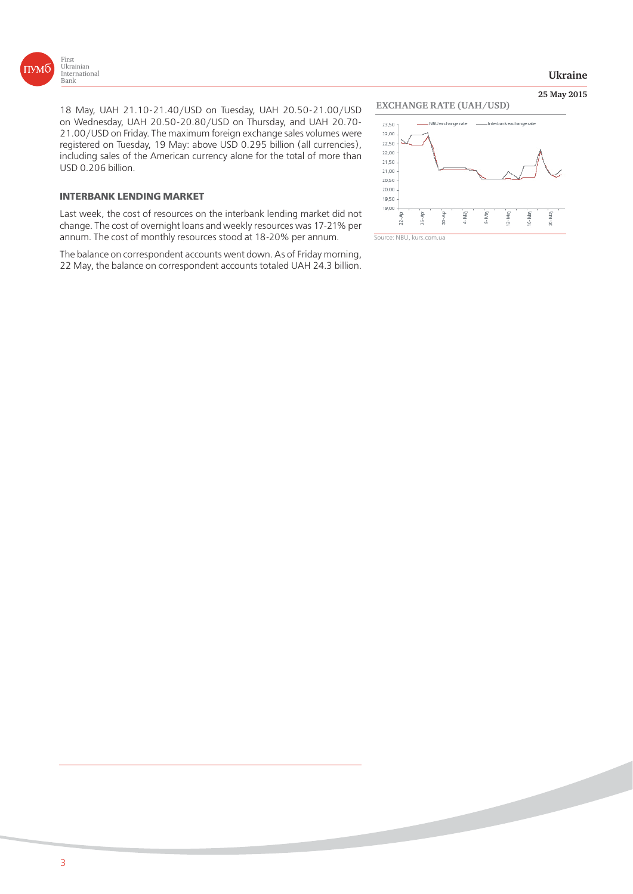18 May, UAH 21.10-21.40/USD on Tuesday, UAH 20.50-21.00/USD on Wednesday, UAH 20.50-20.80/USD on Thursday, and UAH 20.70-21.00/USD on Friday. The maximum foreign exchange sales volumes were registered on Tuesday, 19 May: above USD 0.295 billion (all currencies), including sales of the American currency alone for the total of more than USD 0.206 billion.

## INTERBANK LENDING MARKET

Last week, the cost of resources on the interbank lending market did not change. The cost of overnight loans and weekly resources was 17-21% per annum. The cost of monthly resources stood at 18-20% per annum.

The balance on correspondent accounts went down. As of Friday morning, 22 May, the balance on correspondent accounts totaled UAH 24.3 billion.

### EXCHANGE RATE (UAH/USD)

Source: NBU, kurs.com.ua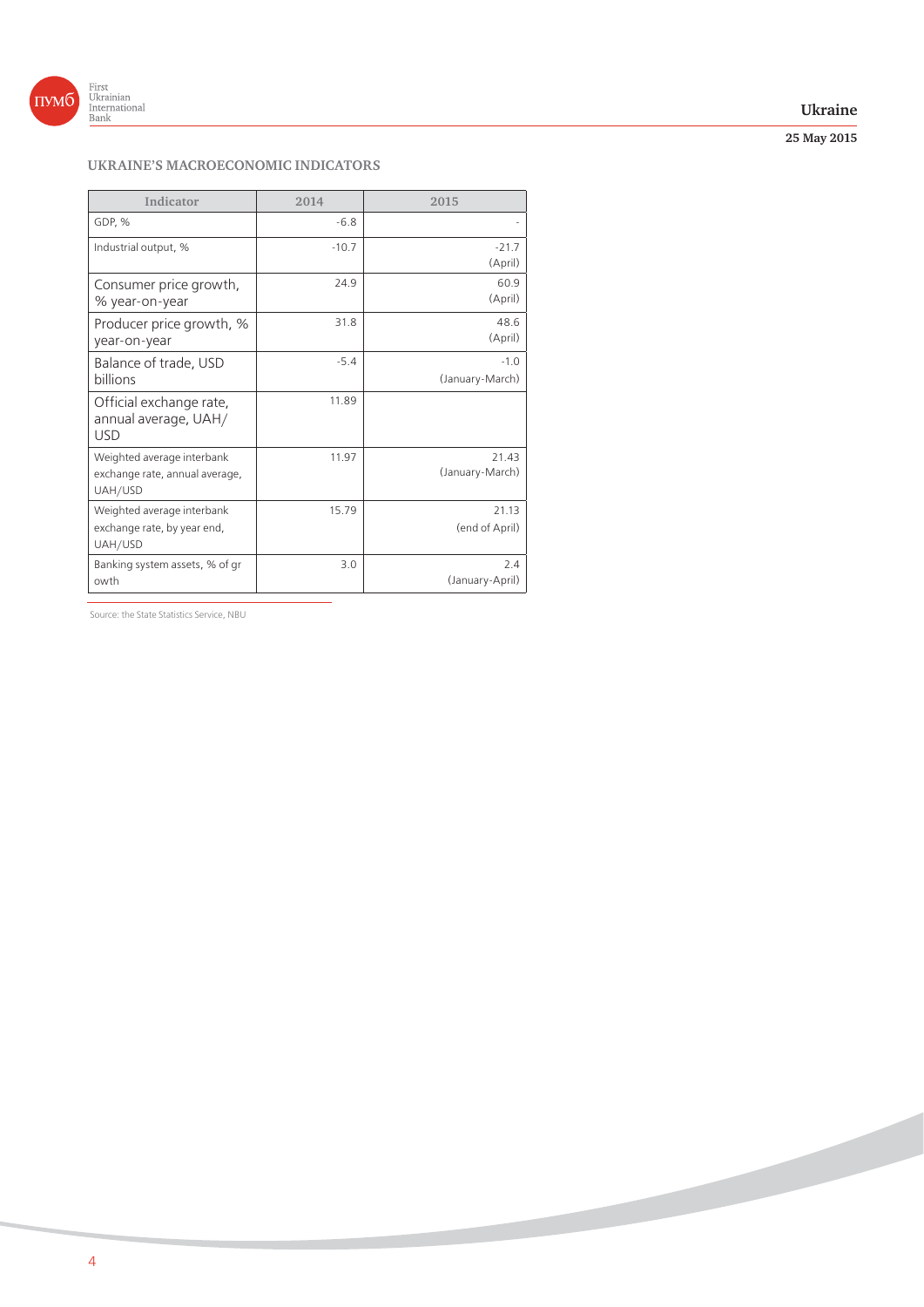## UKRAINE'S MACROECONOMIC INDICATORS

| Indicator | 2014 | 2015 |
|---|---|---|
| GDP, % | -6.8 | - |
| Industrial output, % | -10.7 | -21.7 (April) |
| Consumer price growth, % year-on-year | 24.9 | 60.9 (April) |
| Producer price growth, % year-on-year | 31.8 | 48.6 (April) |
| Balance of trade, USD billions | -5.4 | -1.0 (January-March) |
| Official exchange rate, annual average, UAH/USD | 11.89 | |
| Weighted average interbank exchange rate, annual average, UAH/USD | 11.97 | 21.43 (January-March) |
| Weighted average interbank exchange rate, by year end, UAH/USD | 15.79 | 21.13 (end of April) |
| Banking system assets, % of gr owth | 3.0 | 2.4 (January-April) |

Source: the State Statistics Service, NBU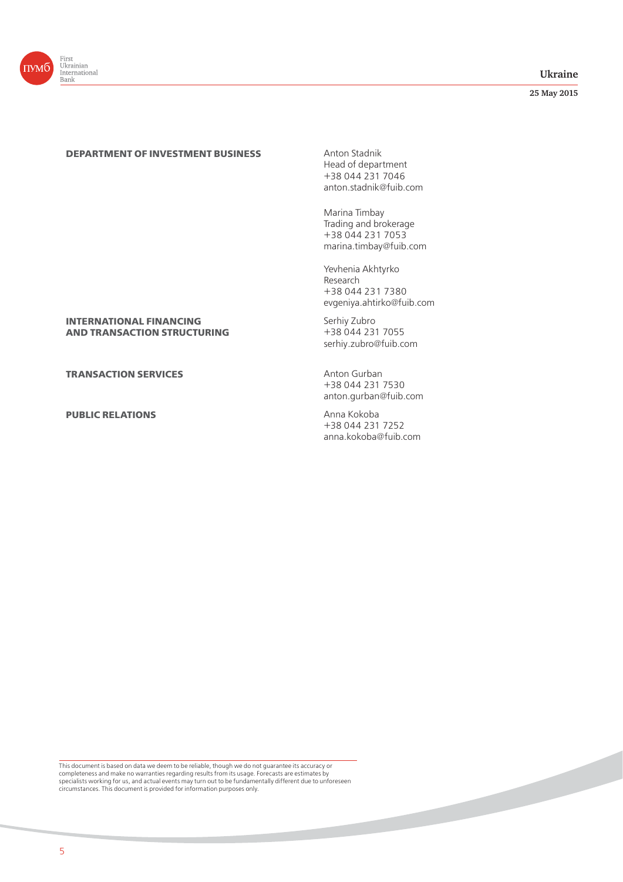**DEPARTMENT OF INVESTMENT BUSINESS**

Anton Stadnik
Head of department
+38 044 231 7046
anton.stadnik@fuib.com

Marina Timbay
Trading and brokerage
+38 044 231 7053
marina.timbay@fuib.com

Yevhenia Akhtyrko
Research
+38 044 231 7380
evgeniya.ahtirko@fuib.com

**INTERNATIONAL FINANCING AND TRANSACTION STRUCTURING**

Serhiy Zubro
+38 044 231 7055
serhiy.zubro@fuib.com

**TRANSACTION SERVICES**

Anton Gurban
+38 044 231 7530
anton.gurban@fuib.com

**PUBLIC RELATIONS**

Anna Kokoba
+38 044 231 7252
anna.kokoba@fuib.com

This document is based on data we deem to be reliable, though we do not guarantee its accuracy or completeness and make no warranties regarding results from its usage. Forecasts are estimates by specialists working for us, and actual events may turn out to be fundamentally different due to unforeseen circumstances. This document is provided for information purposes only.